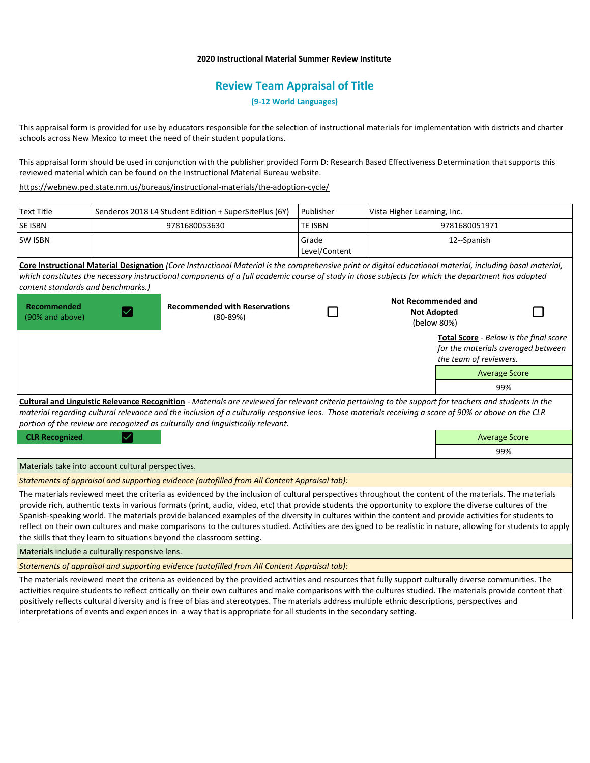**2020 Instructional Material Summer Review Institute**

## Review Team Appraisal of Title

**(9-12 World Languages)**

This appraisal form is provided for use by educators responsible for the selection of instructional materials for implementation with districts and charter schools across New Mexico to meet the need of their student populations.

This appraisal form should be used in conjunction with the publisher provided Form D: Research Based Effectiveness Determination that supports this reviewed material which can be found on the Instructional Material Bureau website.

https://webnew.ped.state.nm.us/bureaus/instructional-materials/the-adoption-cycle/

| | | | |
|---|---|---|---|
| Text Title | Senderos 2018 L4 Student Edition + SuperSitePlus (6Y) | Publisher | Vista Higher Learning, Inc. |
| SE ISBN | 9781680053630 | TE ISBN | 9781680051971 |
| SW ISBN | | Grade Level/Content | 12--Spanish |

**Core Instructional Material Designation** *(Core Instructional Material is the comprehensive print or digital educational material, including basal material, which constitutes the necessary instructional components of a full academic course of study in those subjects for which the department has adopted content standards and benchmarks.)*

| | | | | | |
|---|---|---|---|---|---|
| **Recommended** (90% and above) | ☑ | **Recommended with Reservations** (80-89%) | ☐ | **Not Recommended and Not Adopted** (below 80%) | ☐ |

**Total Score** - *Below is the final score for the materials averaged between the team of reviewers.*

| Average Score |
|---|
| 99% |

**Cultural and Linguistic Relevance Recognition** - *Materials are reviewed for relevant criteria pertaining to the support for teachers and students in the material regarding cultural relevance and the inclusion of a culturally responsive lens. Those materials receiving a score of 90% or above on the CLR portion of the review are recognized as culturally and linguistically relevant.*

**CLR Recognized** ☑

| Average Score |
|---|
| 99% |

Materials take into account cultural perspectives.

*Statements of appraisal and supporting evidence (autofilled from All Content Appraisal tab):*

The materials reviewed meet the criteria as evidenced by the inclusion of cultural perspectives throughout the content of the materials. The materials provide rich, authentic texts in various formats (print, audio, video, etc) that provide students the opportunity to explore the diverse cultures of the Spanish-speaking world. The materials provide balanced examples of the diversity in cultures within the content and provide activities for students to reflect on their own cultures and make comparisons to the cultures studied. Activities are designed to be realistic in nature, allowing for students to apply the skills that they learn to situations beyond the classroom setting.

Materials include a culturally responsive lens.

*Statements of appraisal and supporting evidence (autofilled from All Content Appraisal tab):*

The materials reviewed meet the criteria as evidenced by the provided activities and resources that fully support culturally diverse communities. The activities require students to reflect critically on their own cultures and make comparisons with the cultures studied. The materials provide content that positively reflects cultural diversity and is free of bias and stereotypes. The materials address multiple ethnic descriptions, perspectives and interpretations of events and experiences in a way that is appropriate for all students in the secondary setting.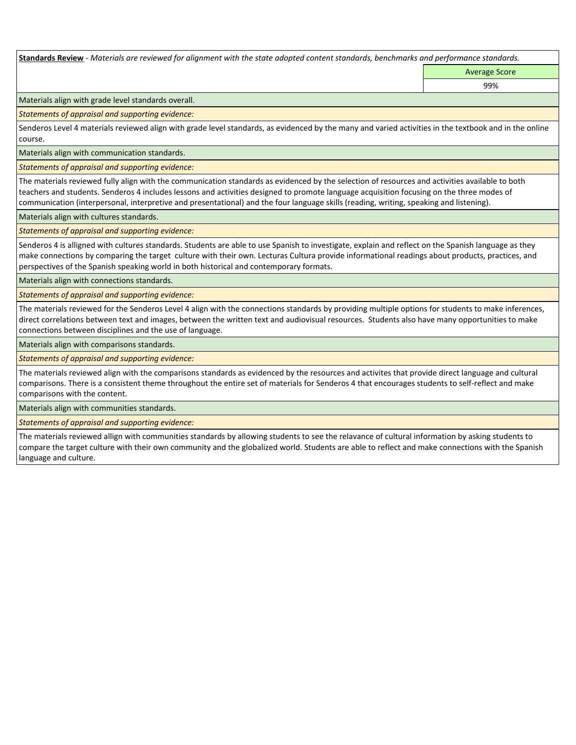**Standards Review** - *Materials are reviewed for alignment with the state adopted content standards, benchmarks and performance standards.*

| | Average Score |
|---|---|
| | 99% |

Materials align with grade level standards overall.

*Statements of appraisal and supporting evidence:*

Senderos Level 4 materials reviewed align with grade level standards, as evidenced by the many and varied activities in the textbook and in the online course.

Materials align with communication standards.

*Statements of appraisal and supporting evidence:*

The materials reviewed fully align with the communication standards as evidenced by the selection of resources and activities available to both teachers and students. Senderos 4 includes lessons and activities designed to promote language acquisition focusing on the three modes of communication (interpersonal, interpretive and presentational) and the four language skills (reading, writing, speaking and listening).

Materials align with cultures standards.

*Statements of appraisal and supporting evidence:*

Senderos 4 is alligned with cultures standards. Students are able to use Spanish to investigate, explain and reflect on the Spanish language as they make connections by comparing the target culture with their own. Lecturas Cultura provide informational readings about products, practices, and perspectives of the Spanish speaking world in both historical and contemporary formats.

Materials align with connections standards.

*Statements of appraisal and supporting evidence:*

The materials reviewed for the Senderos Level 4 align with the connections standards by providing multiple options for students to make inferences, direct correlations between text and images, between the written text and audiovisual resources. Students also have many opportunities to make connections between disciplines and the use of language.

Materials align with comparisons standards.

*Statements of appraisal and supporting evidence:*

The materials reviewed align with the comparisons standards as evidenced by the resources and activites that provide direct language and cultural comparisons. There is a consistent theme throughout the entire set of materials for Senderos 4 that encourages students to self-reflect and make comparisons with the content.

Materials align with communities standards.

*Statements of appraisal and supporting evidence:*

The materials reviewed allign with communities standards by allowing students to see the relavance of cultural information by asking students to compare the target culture with their own community and the globalized world. Students are able to reflect and make connections with the Spanish language and culture.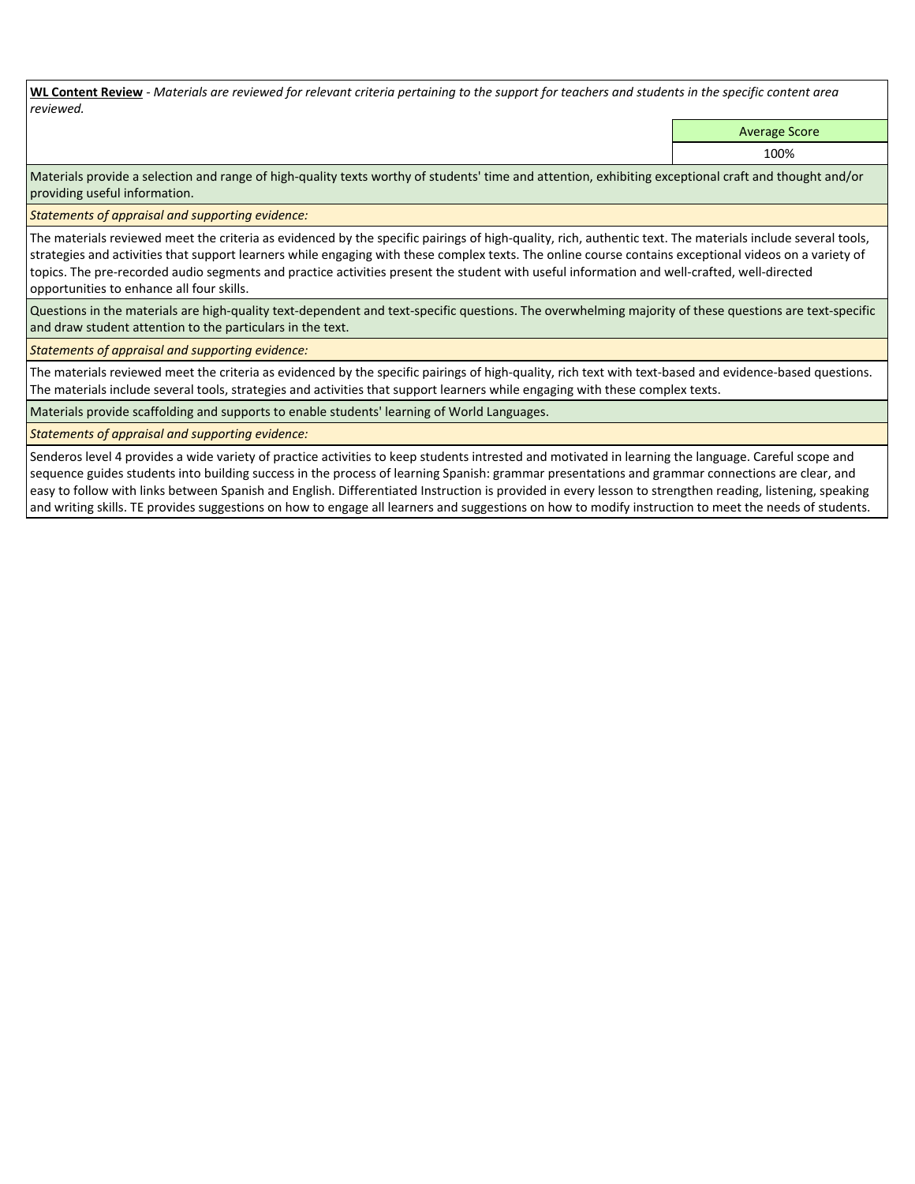**WL Content Review** - *Materials are reviewed for relevant criteria pertaining to the support for teachers and students in the specific content area reviewed.*

| Average Score |
| --- |
| 100% |

Materials provide a selection and range of high-quality texts worthy of students' time and attention, exhibiting exceptional craft and thought and/or providing useful information.

*Statements of appraisal and supporting evidence:*

The materials reviewed meet the criteria as evidenced by the specific pairings of high-quality, rich, authentic text. The materials include several tools, strategies and activities that support learners while engaging with these complex texts. The online course contains exceptional videos on a variety of topics. The pre-recorded audio segments and practice activities present the student with useful information and well-crafted, well-directed opportunities to enhance all four skills.

Questions in the materials are high-quality text-dependent and text-specific questions. The overwhelming majority of these questions are text-specific and draw student attention to the particulars in the text.

*Statements of appraisal and supporting evidence:*

The materials reviewed meet the criteria as evidenced by the specific pairings of high-quality, rich text with text-based and evidence-based questions. The materials include several tools, strategies and activities that support learners while engaging with these complex texts.

Materials provide scaffolding and supports to enable students' learning of World Languages.

*Statements of appraisal and supporting evidence:*

Senderos level 4 provides a wide variety of practice activities to keep students intrested and motivated in learning the language. Careful scope and sequence guides students into building success in the process of learning Spanish: grammar presentations and grammar connections are clear, and easy to follow with links between Spanish and English. Differentiated Instruction is provided in every lesson to strengthen reading, listening, speaking and writing skills. TE provides suggestions on how to engage all learners and suggestions on how to modify instruction to meet the needs of students.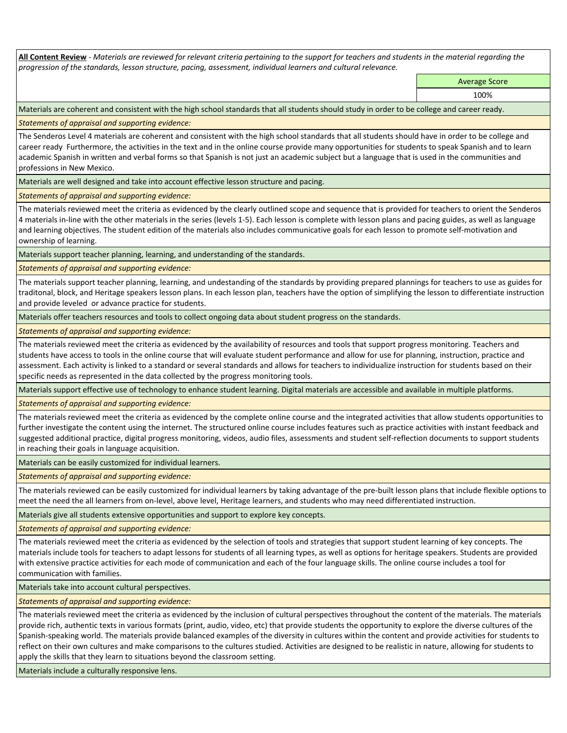**All Content Review** - *Materials are reviewed for relevant criteria pertaining to the support for teachers and students in the material regarding the progression of the standards, lesson structure, pacing, assessment, individual learners and cultural relevance.*

| | Average Score |
|---|---|
| | 100% |

Materials are coherent and consistent with the high school standards that all students should study in order to be college and career ready.

*Statements of appraisal and supporting evidence:*

The Senderos Level 4 materials are coherent and consistent with the high school standards that all students should have in order to be college and career ready  Furthermore, the activities in the text and in the online course provide many opportunities for students to speak Spanish and to learn academic Spanish in written and verbal forms so that Spanish is not just an academic subject but a language that is used in the communities and professions in New Mexico.

Materials are well designed and take into account effective lesson structure and pacing.

*Statements of appraisal and supporting evidence:*

The materials reviewed meet the criteria as evidenced by the clearly outlined scope and sequence that is provided for teachers to orient the Senderos 4 materials in-line with the other materials in the series (levels 1-5). Each lesson is complete with lesson plans and pacing guides, as well as language and learning objectives. The student edition of the materials also includes communicative goals for each lesson to promote self-motivation and ownership of learning.

Materials support teacher planning, learning, and understanding of the standards.

*Statements of appraisal and supporting evidence:*

The materials support teacher planning, learning, and undestanding of the standards by providing prepared plannings for teachers to use as guides for traditonal, block, and Heritage speakers lesson plans. In each lesson plan, teachers have the option of simplifying the lesson to differentiate instruction and provide leveled  or advance practice for students.

Materials offer teachers resources and tools to collect ongoing data about student progress on the standards.

*Statements of appraisal and supporting evidence:*

The materials reviewed meet the criteria as evidenced by the availability of resources and tools that support progress monitoring. Teachers and students have access to tools in the online course that will evaluate student performance and allow for use for planning, instruction, practice and assessment. Each activity is linked to a standard or several standards and allows for teachers to individualize instruction for students based on their specific needs as represented in the data collected by the progress monitoring tools.

Materials support effective use of technology to enhance student learning. Digital materials are accessible and available in multiple platforms.

*Statements of appraisal and supporting evidence:*

The materials reviewed meet the criteria as evidenced by the complete online course and the integrated activities that allow students opportunities to further investigate the content using the internet. The structured online course includes features such as practice activities with instant feedback and suggested additional practice, digital progress monitoring, videos, audio files, assessments and student self-reflection documents to support students in reaching their goals in language acquisition.

Materials can be easily customized for individual learners.

*Statements of appraisal and supporting evidence:*

The materials reviewed can be easily customized for individual learners by taking advantage of the pre-built lesson plans that include flexible options to meet the need the all learners from on-level, above level, Heritage learners, and students who may need differentiated instruction.

Materials give all students extensive opportunities and support to explore key concepts.

*Statements of appraisal and supporting evidence:*

The materials reviewed meet the criteria as evidenced by the selection of tools and strategies that support student learning of key concepts. The materials include tools for teachers to adapt lessons for students of all learning types, as well as options for heritage speakers. Students are provided with extensive practice activities for each mode of communication and each of the four language skills. The online course includes a tool for communication with families.

Materials take into account cultural perspectives.

*Statements of appraisal and supporting evidence:*

The materials reviewed meet the criteria as evidenced by the inclusion of cultural perspectives throughout the content of the materials. The materials provide rich, authentic texts in various formats (print, audio, video, etc) that provide students the opportunity to explore the diverse cultures of the Spanish-speaking world. The materials provide balanced examples of the diversity in cultures within the content and provide activities for students to reflect on their own cultures and make comparisons to the cultures studied. Activities are designed to be realistic in nature, allowing for students to apply the skills that they learn to situations beyond the classroom setting.

Materials include a culturally responsive lens.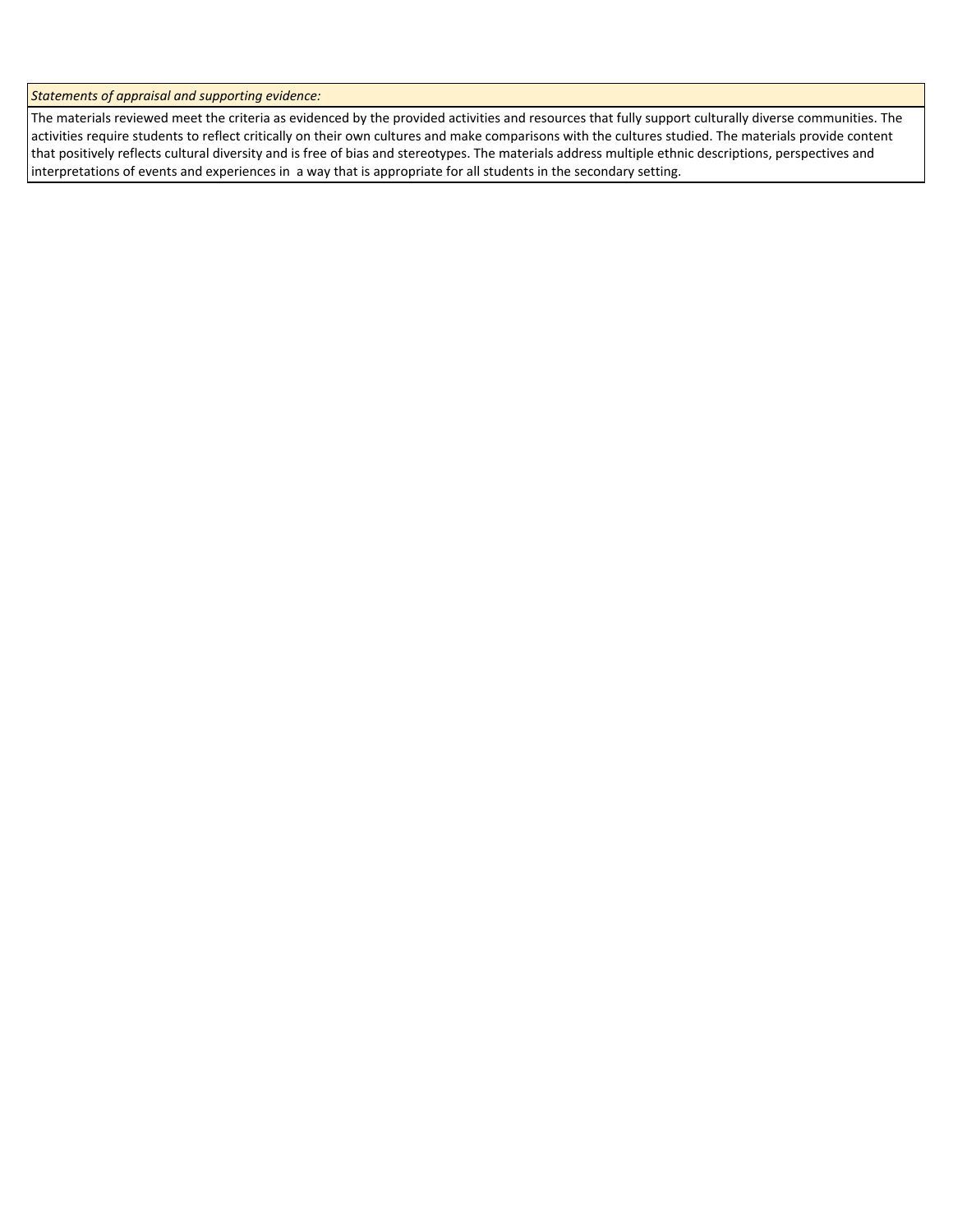| *Statements of appraisal and supporting evidence:* |
| --- |
| The materials reviewed meet the criteria as evidenced by the provided activities and resources that fully support culturally diverse communities. The activities require students to reflect critically on their own cultures and make comparisons with the cultures studied. The materials provide content that positively reflects cultural diversity and is free of bias and stereotypes. The materials address multiple ethnic descriptions, perspectives and interpretations of events and experiences in  a way that is appropriate for all students in the secondary setting. |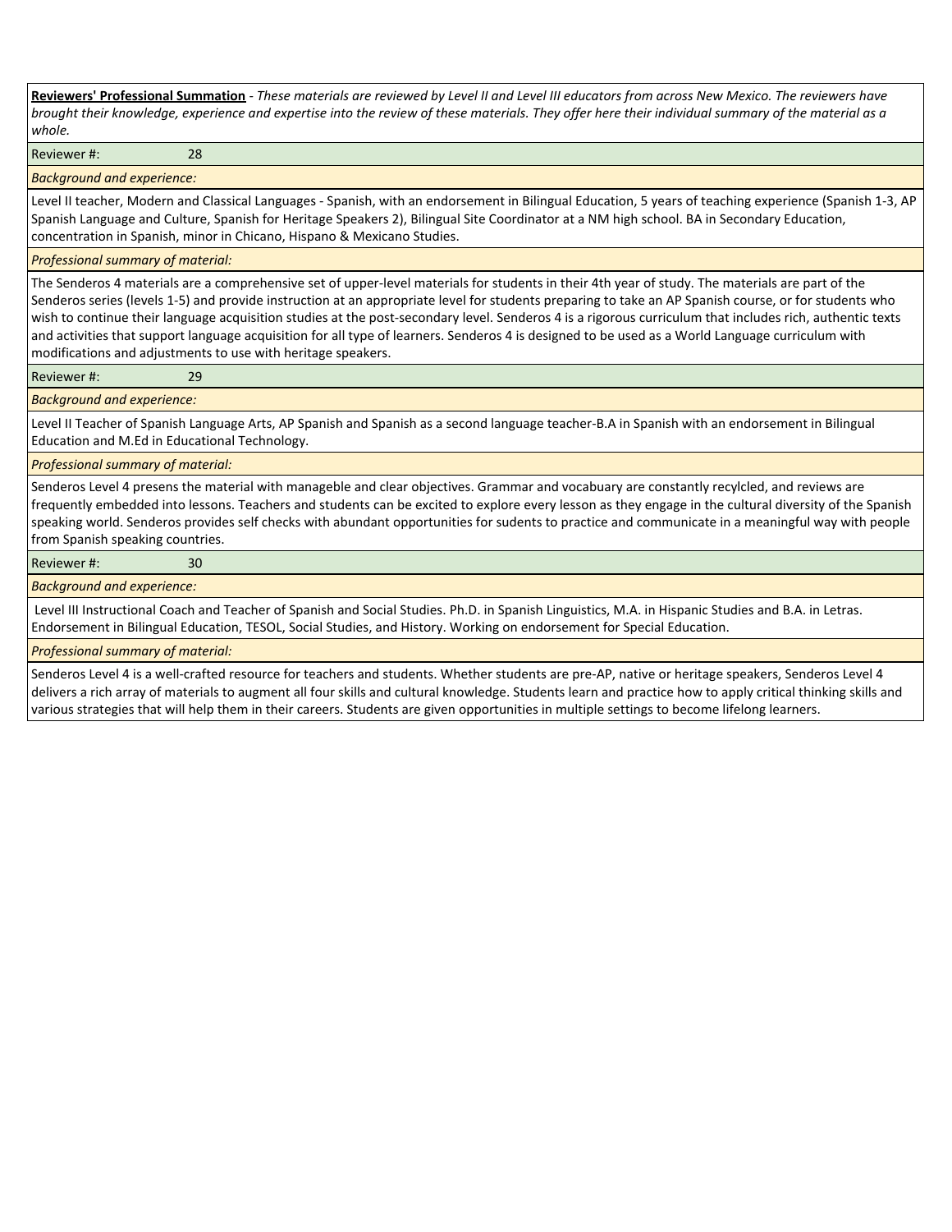**<u>Reviewers' Professional Summation</u>** - *These materials are reviewed by Level II and Level III educators from across New Mexico. The reviewers have brought their knowledge, experience and expertise into the review of these materials. They offer here their individual summary of the material as a whole.*

Reviewer #: 28

*Background and experience:*

Level II teacher, Modern and Classical Languages - Spanish, with an endorsement in Bilingual Education, 5 years of teaching experience (Spanish 1-3, AP Spanish Language and Culture, Spanish for Heritage Speakers 2), Bilingual Site Coordinator at a NM high school. BA in Secondary Education, concentration in Spanish, minor in Chicano, Hispano & Mexicano Studies.

*Professional summary of material:*

The Senderos 4 materials are a comprehensive set of upper-level materials for students in their 4th year of study. The materials are part of the Senderos series (levels 1-5) and provide instruction at an appropriate level for students preparing to take an AP Spanish course, or for students who wish to continue their language acquisition studies at the post-secondary level. Senderos 4 is a rigorous curriculum that includes rich, authentic texts and activities that support language acquisition for all type of learners. Senderos 4 is designed to be used as a World Language curriculum with modifications and adjustments to use with heritage speakers.

Reviewer #: 29

*Background and experience:*

Level II Teacher of Spanish Language Arts, AP Spanish and Spanish as a second language teacher-B.A in Spanish with an endorsement in Bilingual Education and M.Ed in Educational Technology.

*Professional summary of material:*

Senderos Level 4 presens the material with manageble and clear objectives. Grammar and vocabuary are constantly recylcled, and reviews are frequently embedded into lessons. Teachers and students can be excited to explore every lesson as they engage in the cultural diversity of the Spanish speaking world. Senderos provides self checks with abundant opportunities for sudents to practice and communicate in a meaningful way with people from Spanish speaking countries.

Reviewer #: 30

*Background and experience:*

Level III Instructional Coach and Teacher of Spanish and Social Studies. Ph.D. in Spanish Linguistics, M.A. in Hispanic Studies and B.A. in Letras. Endorsement in Bilingual Education, TESOL, Social Studies, and History. Working on endorsement for Special Education.

*Professional summary of material:*

Senderos Level 4 is a well-crafted resource for teachers and students. Whether students are pre-AP, native or heritage speakers, Senderos Level 4 delivers a rich array of materials to augment all four skills and cultural knowledge. Students learn and practice how to apply critical thinking skills and various strategies that will help them in their careers. Students are given opportunities in multiple settings to become lifelong learners.